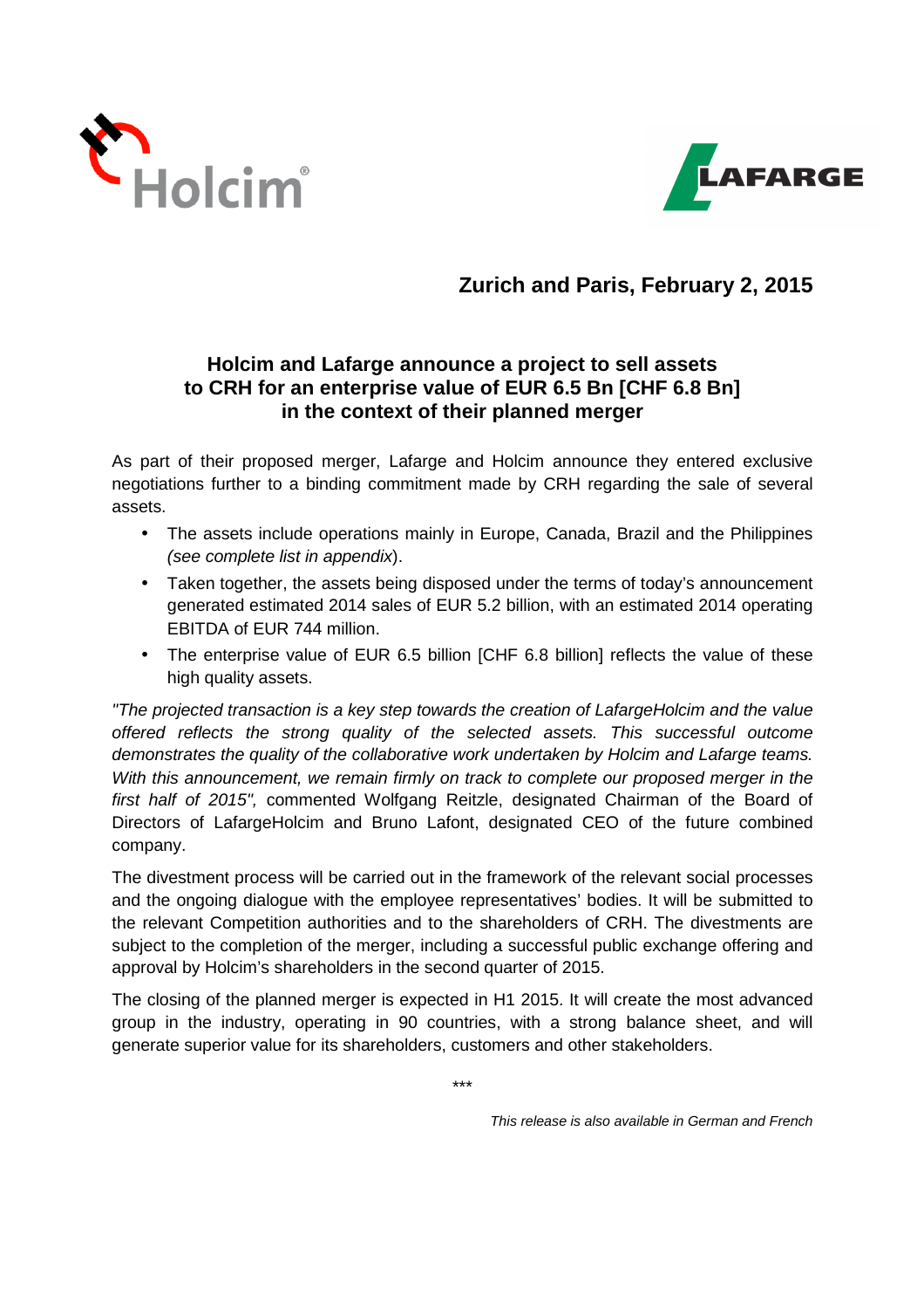**Zurich and Paris, February 2, 2015**

# Holcim and Lafarge announce a project to sell assets to CRH for an enterprise value of EUR 6.5 Bn [CHF 6.8 Bn] in the context of their planned merger

As part of their proposed merger, Lafarge and Holcim announce they entered exclusive negotiations further to a binding commitment made by CRH regarding the sale of several assets.

- The assets include operations mainly in Europe, Canada, Brazil and the Philippines *(see complete list in appendix)*.
- Taken together, the assets being disposed under the terms of today's announcement generated estimated 2014 sales of EUR 5.2 billion, with an estimated 2014 operating EBITDA of EUR 744 million.
- The enterprise value of EUR 6.5 billion [CHF 6.8 billion] reflects the value of these high quality assets.

*"The projected transaction is a key step towards the creation of LafargeHolcim and the value offered reflects the strong quality of the selected assets. This successful outcome demonstrates the quality of the collaborative work undertaken by Holcim and Lafarge teams. With this announcement, we remain firmly on track to complete our proposed merger in the first half of 2015",* commented Wolfgang Reitzle, designated Chairman of the Board of Directors of LafargeHolcim and Bruno Lafont, designated CEO of the future combined company.

The divestment process will be carried out in the framework of the relevant social processes and the ongoing dialogue with the employee representatives' bodies. It will be submitted to the relevant Competition authorities and to the shareholders of CRH. The divestments are subject to the completion of the merger, including a successful public exchange offering and approval by Holcim's shareholders in the second quarter of 2015.

The closing of the planned merger is expected in H1 2015. It will create the most advanced group in the industry, operating in 90 countries, with a strong balance sheet, and will generate superior value for its shareholders, customers and other stakeholders.

\*\*\*

*This release is also available in German and French*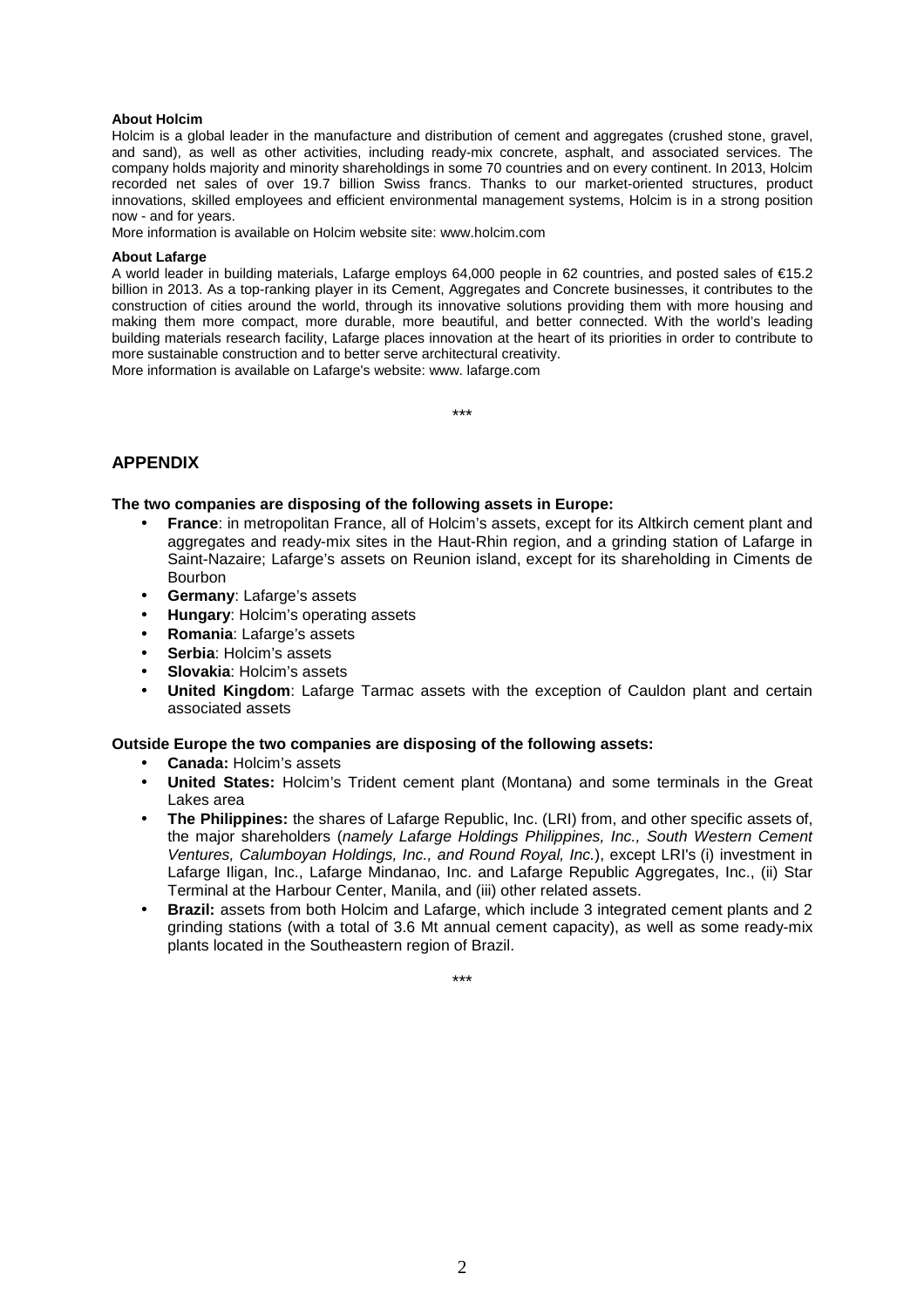**About Holcim**

Holcim is a global leader in the manufacture and distribution of cement and aggregates (crushed stone, gravel, and sand), as well as other activities, including ready-mix concrete, asphalt, and associated services. The company holds majority and minority shareholdings in some 70 countries and on every continent. In 2013, Holcim recorded net sales of over 19.7 billion Swiss francs. Thanks to our market-oriented structures, product innovations, skilled employees and efficient environmental management systems, Holcim is in a strong position now - and for years.

More information is available on Holcim website site: www.holcim.com

**About Lafarge**

A world leader in building materials, Lafarge employs 64,000 people in 62 countries, and posted sales of €15.2 billion in 2013. As a top-ranking player in its Cement, Aggregates and Concrete businesses, it contributes to the construction of cities around the world, through its innovative solutions providing them with more housing and making them more compact, more durable, more beautiful, and better connected. With the world's leading building materials research facility, Lafarge places innovation at the heart of its priorities in order to contribute to more sustainable construction and to better serve architectural creativity.

More information is available on Lafarge's website: www. lafarge.com

\*\*\*

## APPENDIX

**The two companies are disposing of the following assets in Europe:**

- **France**: in metropolitan France, all of Holcim's assets, except for its Altkirch cement plant and aggregates and ready-mix sites in the Haut-Rhin region, and a grinding station of Lafarge in Saint-Nazaire; Lafarge's assets on Reunion island, except for its shareholding in Ciments de Bourbon
- **Germany**: Lafarge's assets
- **Hungary**: Holcim's operating assets
- **Romania**: Lafarge's assets
- **Serbia**: Holcim's assets
- **Slovakia**: Holcim's assets
- **United Kingdom**: Lafarge Tarmac assets with the exception of Cauldon plant and certain associated assets

**Outside Europe the two companies are disposing of the following assets:**

- **Canada:** Holcim's assets
- **United States:** Holcim's Trident cement plant (Montana) and some terminals in the Great Lakes area
- **The Philippines:** the shares of Lafarge Republic, Inc. (LRI) from, and other specific assets of, the major shareholders (*namely Lafarge Holdings Philippines, Inc., South Western Cement Ventures, Calumboyan Holdings, Inc., and Round Royal, Inc.*), except LRI's (i) investment in Lafarge Iligan, Inc., Lafarge Mindanao, Inc. and Lafarge Republic Aggregates, Inc., (ii) Star Terminal at the Harbour Center, Manila, and (iii) other related assets.
- **Brazil:** assets from both Holcim and Lafarge, which include 3 integrated cement plants and 2 grinding stations (with a total of 3.6 Mt annual cement capacity), as well as some ready-mix plants located in the Southeastern region of Brazil.

\*\*\*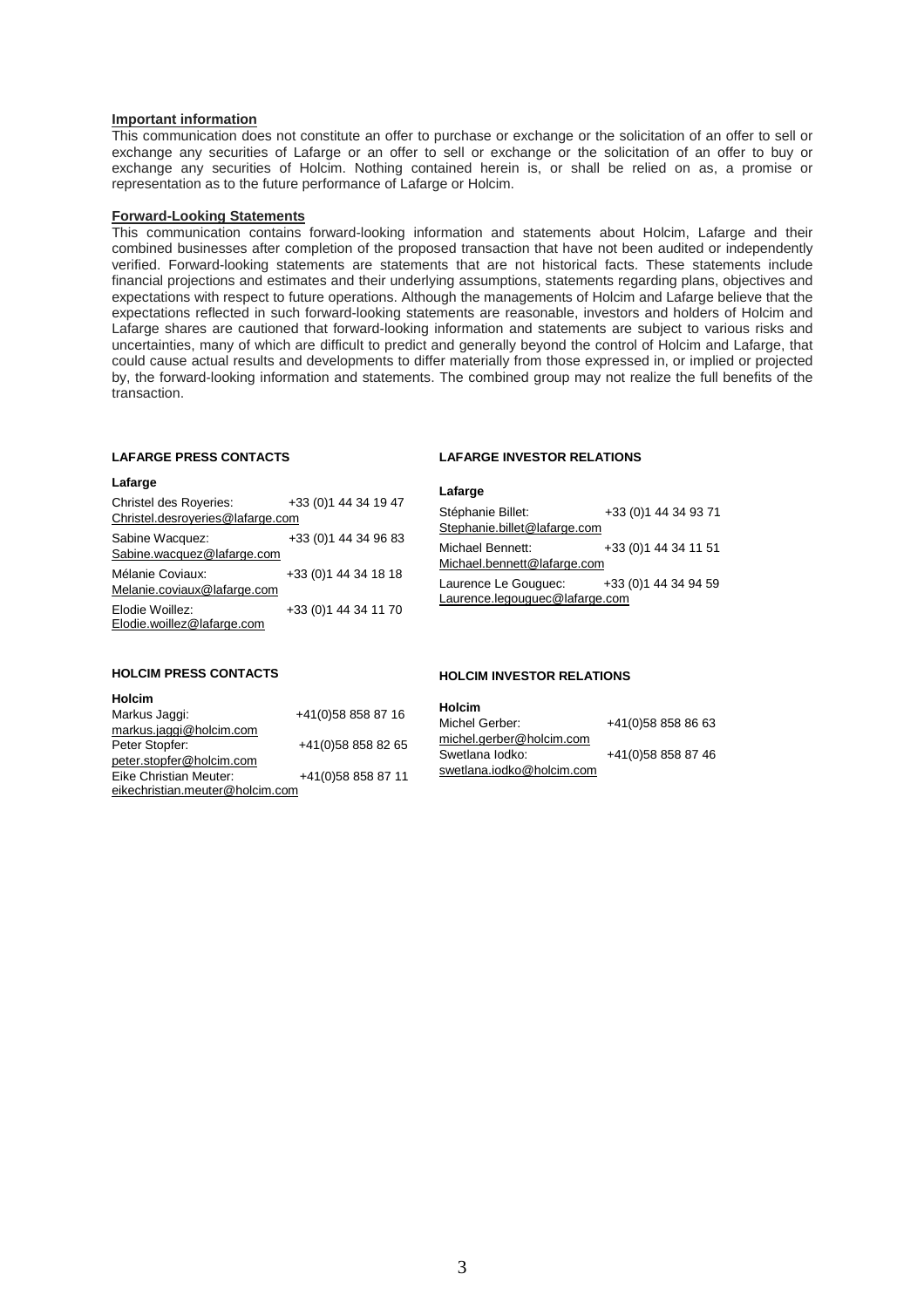**Important information**

This communication does not constitute an offer to purchase or exchange or the solicitation of an offer to sell or exchange any securities of Lafarge or an offer to sell or exchange or the solicitation of an offer to buy or exchange any securities of Holcim. Nothing contained herein is, or shall be relied on as, a promise or representation as to the future performance of Lafarge or Holcim.

**Forward-Looking Statements**

This communication contains forward-looking information and statements about Holcim, Lafarge and their combined businesses after completion of the proposed transaction that have not been audited or independently verified. Forward-looking statements are statements that are not historical facts. These statements include financial projections and estimates and their underlying assumptions, statements regarding plans, objectives and expectations with respect to future operations. Although the managements of Holcim and Lafarge believe that the expectations reflected in such forward-looking statements are reasonable, investors and holders of Holcim and Lafarge shares are cautioned that forward-looking information and statements are subject to various risks and uncertainties, many of which are difficult to predict and generally beyond the control of Holcim and Lafarge, that could cause actual results and developments to differ materially from those expressed in, or implied or projected by, the forward-looking information and statements. The combined group may not realize the full benefits of the transaction.

**LAFARGE PRESS CONTACTS**

**Lafarge**

Christel des Royeries: +33 (0)1 44 34 19 47
Christel.desroyeries@lafarge.com

Sabine Wacquez: +33 (0)1 44 34 96 83
Sabine.wacquez@lafarge.com

Mélanie Coviaux: +33 (0)1 44 34 18 18
Melanie.coviaux@lafarge.com

Elodie Woillez: +33 (0)1 44 34 11 70
Elodie.woillez@lafarge.com

**LAFARGE INVESTOR RELATIONS**

**Lafarge**

Stéphanie Billet: +33 (0)1 44 34 93 71
Stephanie.billet@lafarge.com

Michael Bennett: +33 (0)1 44 34 11 51
Michael.bennett@lafarge.com

Laurence Le Gouguec: +33 (0)1 44 34 94 59
Laurence.legouguec@lafarge.com

**HOLCIM PRESS CONTACTS**

**Holcim**

Markus Jaggi: +41(0)58 858 87 16
markus.jaggi@holcim.com

Peter Stopfer: +41(0)58 858 82 65
peter.stopfer@holcim.com

Eike Christian Meuter: +41(0)58 858 87 11
eikechristian.meuter@holcim.com

**HOLCIM INVESTOR RELATIONS**

**Holcim**

Michel Gerber: +41(0)58 858 86 63
michel.gerber@holcim.com

Swetlana Iodko: +41(0)58 858 87 46
swetlana.iodko@holcim.com